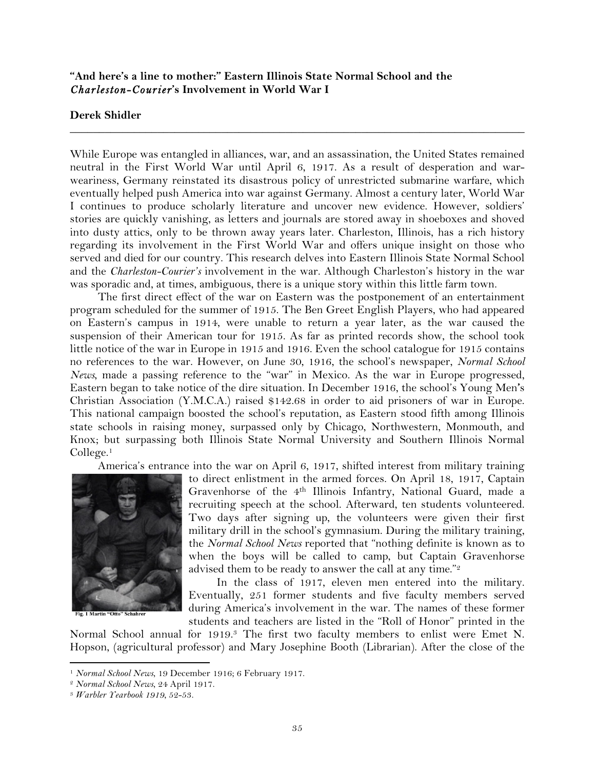**"And here's a line to mother:" Eastern Illinois State Normal School and the *Charleston-Courier*'s Involvement in World War I**

**Derek Shidler**

---

While Europe was entangled in alliances, war, and an assassination, the United States remained neutral in the First World War until April 6, 1917. As a result of desperation and war-weariness, Germany reinstated its disastrous policy of unrestricted submarine warfare, which eventually helped push America into war against Germany. Almost a century later, World War I continues to produce scholarly literature and uncover new evidence. However, soldiers' stories are quickly vanishing, as letters and journals are stored away in shoeboxes and shoved into dusty attics, only to be thrown away years later. Charleston, Illinois, has a rich history regarding its involvement in the First World War and offers unique insight on those who served and died for our country. This research delves into Eastern Illinois State Normal School and the *Charleston-Courier's* involvement in the war. Although Charleston's history in the war was sporadic and, at times, ambiguous, there is a unique story within this little farm town.

The first direct effect of the war on Eastern was the postponement of an entertainment program scheduled for the summer of 1915. The Ben Greet English Players, who had appeared on Eastern's campus in 1914, were unable to return a year later, as the war caused the suspension of their American tour for 1915. As far as printed records show, the school took little notice of the war in Europe in 1915 and 1916. Even the school catalogue for 1915 contains no references to the war. However, on June 30, 1916, the school's newspaper, *Normal School News*, made a passing reference to the "war" in Mexico. As the war in Europe progressed, Eastern began to take notice of the dire situation. In December 1916, the school's Young Men's Christian Association (Y.M.C.A.) raised $142.68 in order to aid prisoners of war in Europe. This national campaign boosted the school's reputation, as Eastern stood fifth among Illinois state schools in raising money, surpassed only by Chicago, Northwestern, Monmouth, and Knox; but surpassing both Illinois State Normal University and Southern Illinois Normal College.[1]

America's entrance into the war on April 6, 1917, shifted interest from military training to direct enlistment in the armed forces. On April 18, 1917, Captain Gravenhorse of the 4th Illinois Infantry, National Guard, made a recruiting speech at the school. Afterward, ten students volunteered. Two days after signing up, the volunteers were given their first military drill in the school's gymnasium. During the military training, the *Normal School News* reported that "nothing definite is known as to when the boys will be called to camp, but Captain Gravenhorse advised them to be ready to answer the call at any time."[2]

Fig. 1 Martin "Otto" Schahrer

In the class of 1917, eleven men entered into the military. Eventually, 251 former students and five faculty members served during America's involvement in the war. The names of these former students and teachers are listed in the "Roll of Honor" printed in the Normal School annual for 1919.[3] The first two faculty members to enlist were Emet N. Hopson, (agricultural professor) and Mary Josephine Booth (Librarian). After the close of the

---

[1] *Normal School News*, 19 December 1916; 6 February 1917.

[2] *Normal School News*, 24 April 1917.

[3] *Warbler Yearbook 1919*, 52-53.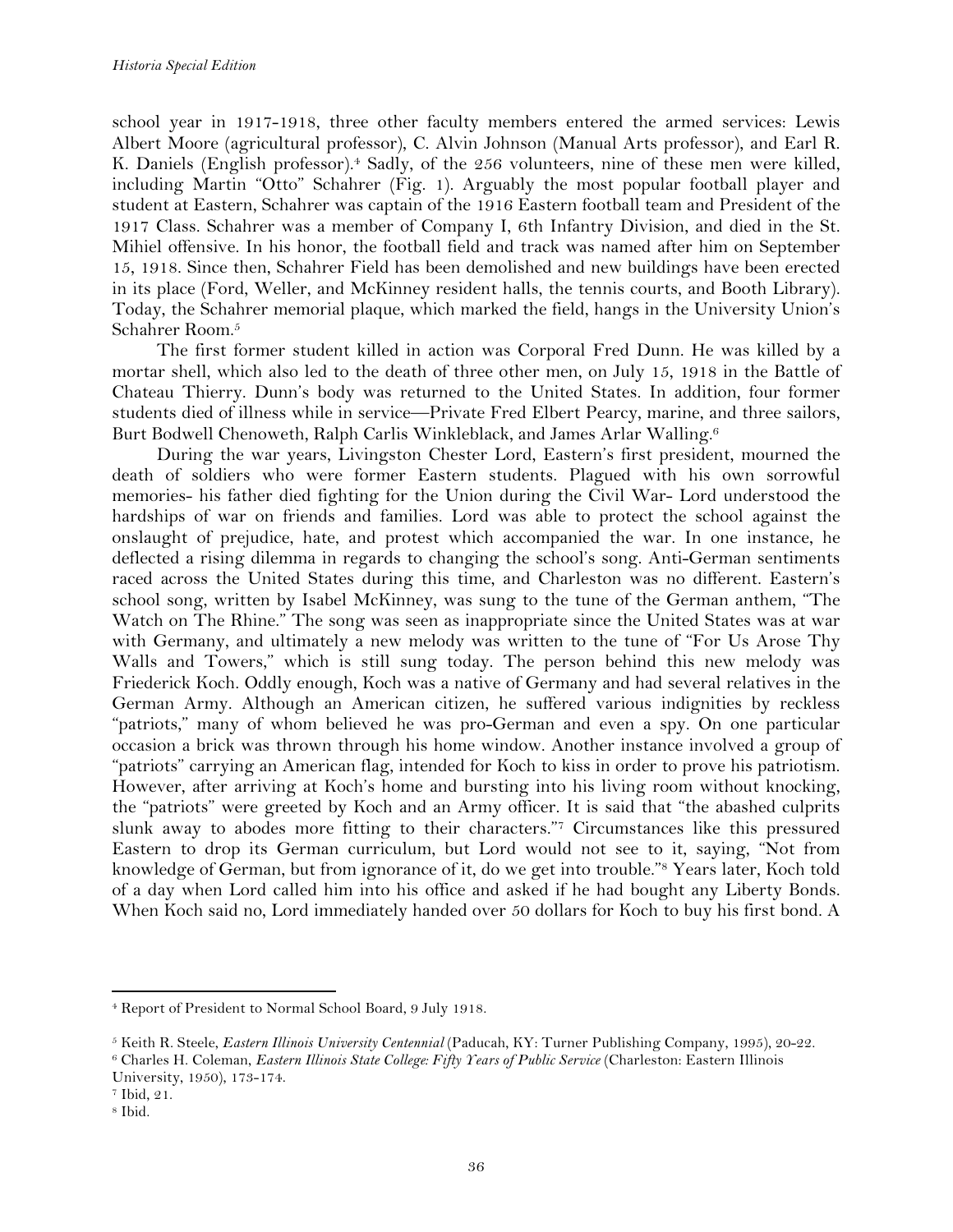school year in 1917-1918, three other faculty members entered the armed services: Lewis Albert Moore (agricultural professor), C. Alvin Johnson (Manual Arts professor), and Earl R. K. Daniels (English professor).[4] Sadly, of the 256 volunteers, nine of these men were killed, including Martin "Otto" Schahrer (Fig. 1). Arguably the most popular football player and student at Eastern, Schahrer was captain of the 1916 Eastern football team and President of the 1917 Class. Schahrer was a member of Company I, 6th Infantry Division, and died in the St. Mihiel offensive. In his honor, the football field and track was named after him on September 15, 1918. Since then, Schahrer Field has been demolished and new buildings have been erected in its place (Ford, Weller, and McKinney resident halls, the tennis courts, and Booth Library). Today, the Schahrer memorial plaque, which marked the field, hangs in the University Union's Schahrer Room.[5]

The first former student killed in action was Corporal Fred Dunn. He was killed by a mortar shell, which also led to the death of three other men, on July 15, 1918 in the Battle of Chateau Thierry. Dunn's body was returned to the United States. In addition, four former students died of illness while in service—Private Fred Elbert Pearcy, marine, and three sailors, Burt Bodwell Chenoweth, Ralph Carlis Winkleblack, and James Arlar Walling.[6]

During the war years, Livingston Chester Lord, Eastern's first president, mourned the death of soldiers who were former Eastern students. Plagued with his own sorrowful memories- his father died fighting for the Union during the Civil War- Lord understood the hardships of war on friends and families. Lord was able to protect the school against the onslaught of prejudice, hate, and protest which accompanied the war. In one instance, he deflected a rising dilemma in regards to changing the school's song. Anti-German sentiments raced across the United States during this time, and Charleston was no different. Eastern's school song, written by Isabel McKinney, was sung to the tune of the German anthem, "The Watch on The Rhine." The song was seen as inappropriate since the United States was at war with Germany, and ultimately a new melody was written to the tune of "For Us Arose Thy Walls and Towers," which is still sung today. The person behind this new melody was Friederick Koch. Oddly enough, Koch was a native of Germany and had several relatives in the German Army. Although an American citizen, he suffered various indignities by reckless "patriots," many of whom believed he was pro-German and even a spy. On one particular occasion a brick was thrown through his home window. Another instance involved a group of "patriots" carrying an American flag, intended for Koch to kiss in order to prove his patriotism. However, after arriving at Koch's home and bursting into his living room without knocking, the "patriots" were greeted by Koch and an Army officer. It is said that "the abashed culprits slunk away to abodes more fitting to their characters."[7] Circumstances like this pressured Eastern to drop its German curriculum, but Lord would not see to it, saying, "Not from knowledge of German, but from ignorance of it, do we get into trouble."[8] Years later, Koch told of a day when Lord called him into his office and asked if he had bought any Liberty Bonds. When Koch said no, Lord immediately handed over 50 dollars for Koch to buy his first bond. A

---

[4] Report of President to Normal School Board, 9 July 1918.

[5] Keith R. Steele, *Eastern Illinois University Centennial* (Paducah, KY: Turner Publishing Company, 1995), 20-22.

[6] Charles H. Coleman, *Eastern Illinois State College: Fifty Years of Public Service* (Charleston: Eastern Illinois University, 1950), 173-174.

[7] Ibid, 21.

[8] Ibid.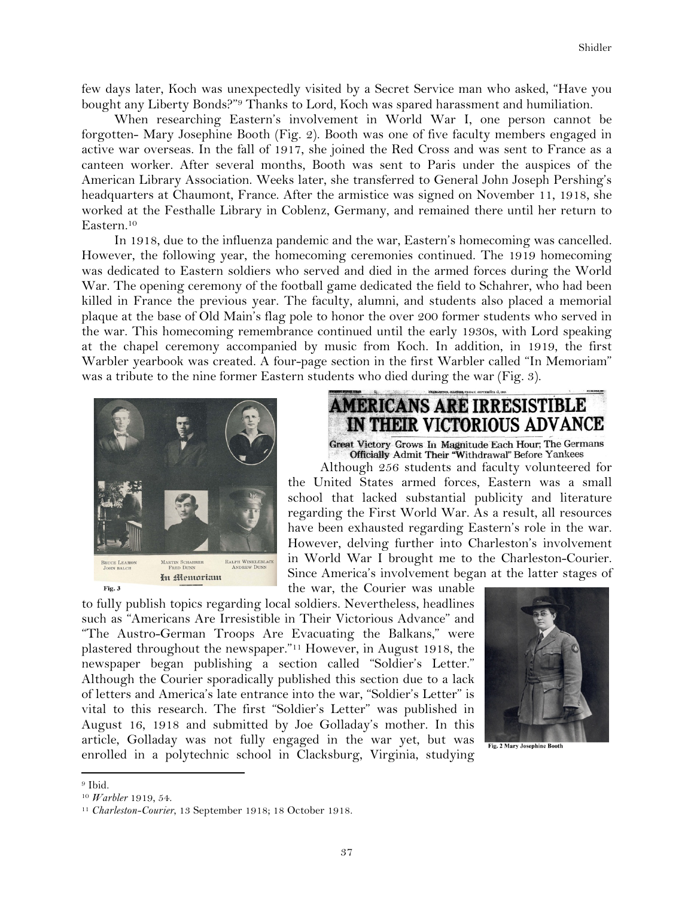few days later, Koch was unexpectedly visited by a Secret Service man who asked, "Have you bought any Liberty Bonds?"[9] Thanks to Lord, Koch was spared harassment and humiliation.

When researching Eastern's involvement in World War I, one person cannot be forgotten- Mary Josephine Booth (Fig. 2). Booth was one of five faculty members engaged in active war overseas. In the fall of 1917, she joined the Red Cross and was sent to France as a canteen worker. After several months, Booth was sent to Paris under the auspices of the American Library Association. Weeks later, she transferred to General John Joseph Pershing's headquarters at Chaumont, France. After the armistice was signed on November 11, 1918, she worked at the Festhalle Library in Coblenz, Germany, and remained there until her return to Eastern.[10]

In 1918, due to the influenza pandemic and the war, Eastern's homecoming was cancelled. However, the following year, the homecoming ceremonies continued. The 1919 homecoming was dedicated to Eastern soldiers who served and died in the armed forces during the World War. The opening ceremony of the football game dedicated the field to Schahrer, who had been killed in France the previous year. The faculty, alumni, and students also placed a memorial plaque at the base of Old Main's flag pole to honor the over 200 former students who served in the war. This homecoming remembrance continued until the early 1930s, with Lord speaking at the chapel ceremony accompanied by music from Koch. In addition, in 1919, the first Warbler yearbook was created. A four-page section in the first Warbler called "In Memoriam" was a tribute to the nine former Eastern students who died during the war (Fig. 3).

Bruce Leamon, John Balch, Martin Schahrer, Fred Dunn, Ralph Winkleblack, Andrew Dunn — In Memoriam

Fig. 3

**AMERICANS ARE IRRESISTIBLE IN THEIR VICTORIOUS ADVANCE**

Great Victory Grows In Magnitude Each Hour; The Germans Officially Admit Their "Withdrawal" Before Yankees

Although 256 students and faculty volunteered for the United States armed forces, Eastern was a small school that lacked substantial publicity and literature regarding the First World War. As a result, all resources have been exhausted regarding Eastern's role in the war. However, delving further into Charleston's involvement in World War I brought me to the Charleston-Courier. Since America's involvement began at the latter stages of the war, the Courier was unable to fully publish topics regarding local soldiers. Nevertheless, headlines such as "Americans Are Irresistible in Their Victorious Advance" and "The Austro-German Troops Are Evacuating the Balkans," were plastered throughout the newspaper."[11] However, in August 1918, the newspaper began publishing a section called "Soldier's Letter." Although the Courier sporadically published this section due to a lack of letters and America's late entrance into the war, "Soldier's Letter" is vital to this research. The first "Soldier's Letter" was published in August 16, 1918 and submitted by Joe Golladay's mother. In this article, Golladay was not fully engaged in the war yet, but was enrolled in a polytechnic school in Clacksburg, Virginia, studying

Fig. 2 Mary Josephine Booth

---

[9] Ibid.

[10] *Warbler* 1919, 54.

[11] *Charleston-Courier*, 13 September 1918; 18 October 1918.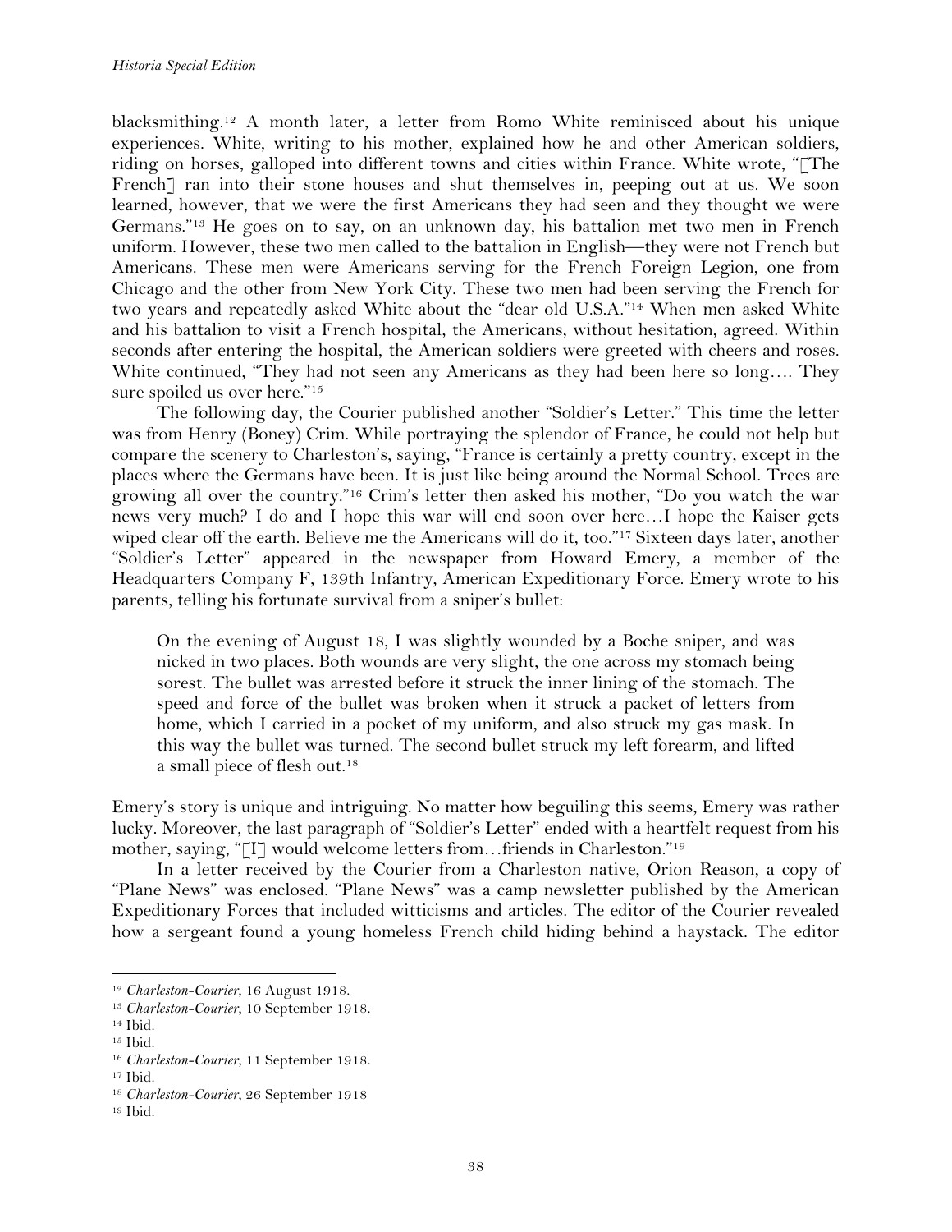blacksmithing.[12] A month later, a letter from Romo White reminisced about his unique experiences. White, writing to his mother, explained how he and other American soldiers, riding on horses, galloped into different towns and cities within France. White wrote, "[The French] ran into their stone houses and shut themselves in, peeping out at us. We soon learned, however, that we were the first Americans they had seen and they thought we were Germans."[13] He goes on to say, on an unknown day, his battalion met two men in French uniform. However, these two men called to the battalion in English—they were not French but Americans. These men were Americans serving for the French Foreign Legion, one from Chicago and the other from New York City. These two men had been serving the French for two years and repeatedly asked White about the "dear old U.S.A."[14] When men asked White and his battalion to visit a French hospital, the Americans, without hesitation, agreed. Within seconds after entering the hospital, the American soldiers were greeted with cheers and roses. White continued, "They had not seen any Americans as they had been here so long…. They sure spoiled us over here."[15]

The following day, the Courier published another "Soldier's Letter." This time the letter was from Henry (Boney) Crim. While portraying the splendor of France, he could not help but compare the scenery to Charleston's, saying, "France is certainly a pretty country, except in the places where the Germans have been. It is just like being around the Normal School. Trees are growing all over the country."[16] Crim's letter then asked his mother, "Do you watch the war news very much? I do and I hope this war will end soon over here…I hope the Kaiser gets wiped clear off the earth. Believe me the Americans will do it, too."[17] Sixteen days later, another "Soldier's Letter" appeared in the newspaper from Howard Emery, a member of the Headquarters Company F, 139th Infantry, American Expeditionary Force. Emery wrote to his parents, telling his fortunate survival from a sniper's bullet:

> On the evening of August 18, I was slightly wounded by a Boche sniper, and was nicked in two places. Both wounds are very slight, the one across my stomach being sorest. The bullet was arrested before it struck the inner lining of the stomach. The speed and force of the bullet was broken when it struck a packet of letters from home, which I carried in a pocket of my uniform, and also struck my gas mask. In this way the bullet was turned. The second bullet struck my left forearm, and lifted a small piece of flesh out.[18]

Emery's story is unique and intriguing. No matter how beguiling this seems, Emery was rather lucky. Moreover, the last paragraph of "Soldier's Letter" ended with a heartfelt request from his mother, saying, "[I] would welcome letters from…friends in Charleston."[19]

In a letter received by the Courier from a Charleston native, Orion Reason, a copy of "Plane News" was enclosed. "Plane News" was a camp newsletter published by the American Expeditionary Forces that included witticisms and articles. The editor of the Courier revealed how a sergeant found a young homeless French child hiding behind a haystack. The editor

---

[12] *Charleston-Courier*, 16 August 1918.

[13] *Charleston-Courier*, 10 September 1918.

[14] Ibid.

[15] Ibid.

[16] *Charleston-Courier*, 11 September 1918.

[17] Ibid.

[18] *Charleston-Courier*, 26 September 1918

[19] Ibid.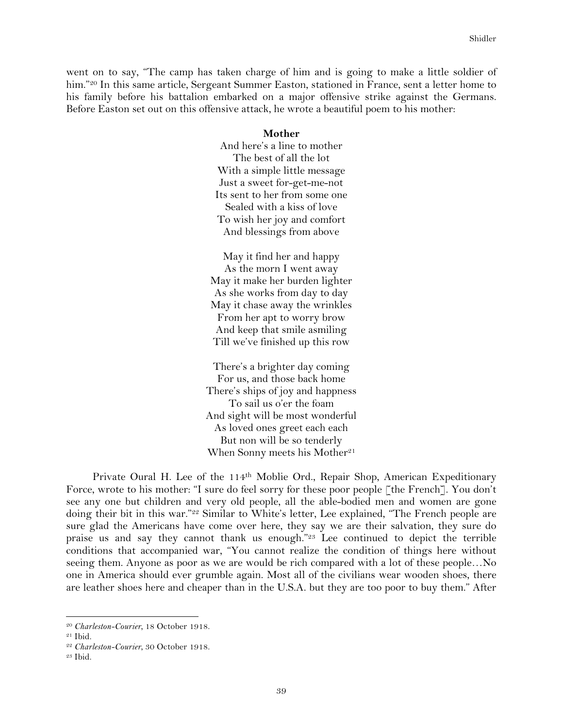went on to say, "The camp has taken charge of him and is going to make a little soldier of him."[20] In this same article, Sergeant Summer Easton, stationed in France, sent a letter home to his family before his battalion embarked on a major offensive strike against the Germans. Before Easton set out on this offensive attack, he wrote a beautiful poem to his mother:

**Mother**

And here's a line to mother  
The best of all the lot  
With a simple little message  
Just a sweet for-get-me-not  
Its sent to her from some one  
Sealed with a kiss of love  
To wish her joy and comfort  
And blessings from above

May it find her and happy  
As the morn I went away  
May it make her burden lighter  
As she works from day to day  
May it chase away the wrinkles  
From her apt to worry brow  
And keep that smile asmiling  
Till we've finished up this row

There's a brighter day coming  
For us, and those back home  
There's ships of joy and happness  
To sail us o'er the foam  
And sight will be most wonderful  
As loved ones greet each each  
But non will be so tenderly  
When Sonny meets his Mother[21]

Private Oural H. Lee of the 114th Moblie Ord., Repair Shop, American Expeditionary Force, wrote to his mother: "I sure do feel sorry for these poor people [the French]. You don't see any one but children and very old people, all the able-bodied men and women are gone doing their bit in this war."[22] Similar to White's letter, Lee explained, "The French people are sure glad the Americans have come over here, they say we are their salvation, they sure do praise us and say they cannot thank us enough."[23] Lee continued to depict the terrible conditions that accompanied war, "You cannot realize the condition of things here without seeing them. Anyone as poor as we are would be rich compared with a lot of these people…No one in America should ever grumble again. Most all of the civilians wear wooden shoes, there are leather shoes here and cheaper than in the U.S.A. but they are too poor to buy them." After

---

[20] *Charleston-Courier*, 18 October 1918.

[21] Ibid.

[22] *Charleston-Courier*, 30 October 1918.

[23] Ibid.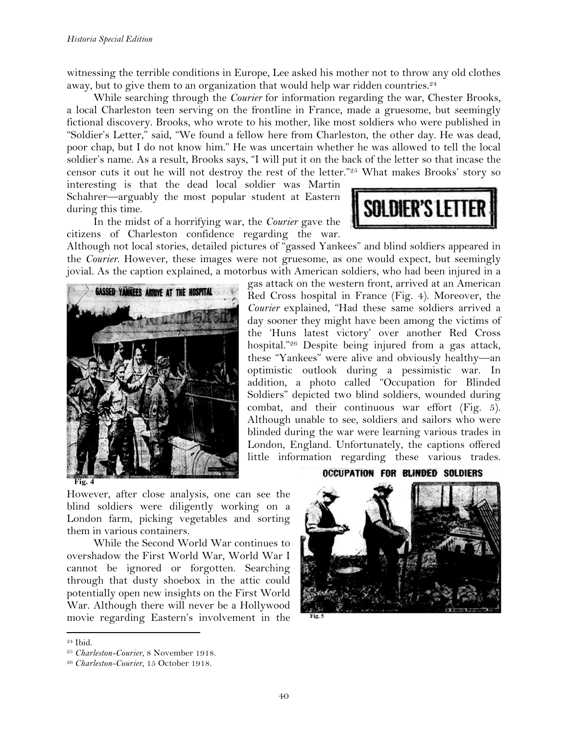witnessing the terrible conditions in Europe, Lee asked his mother not to throw any old clothes away, but to give them to an organization that would help war ridden countries.[24]

While searching through the *Courier* for information regarding the war, Chester Brooks, a local Charleston teen serving on the frontline in France, made a gruesome, but seemingly fictional discovery. Brooks, who wrote to his mother, like most soldiers who were published in "Soldier's Letter," said, "We found a fellow here from Charleston, the other day. He was dead, poor chap, but I do not know him." He was uncertain whether he was allowed to tell the local soldier's name. As a result, Brooks says, "I will put it on the back of the letter so that incase the censor cuts it out he will not destroy the rest of the letter."[25] What makes Brooks' story so interesting is that the dead local soldier was Martin Schahrer—arguably the most popular student at Eastern during this time.

SOLDIER'S LETTER

In the midst of a horrifying war, the *Courier* gave the citizens of Charleston confidence regarding the war. Although not local stories, detailed pictures of "gassed Yankees" and blind soldiers appeared in the *Courier*. However, these images were not gruesome, as one would expect, but seemingly jovial. As the caption explained, a motorbus with American soldiers, who had been injured in a gas attack on the western front, arrived at an American Red Cross hospital in France (Fig. 4). Moreover, the *Courier* explained, "Had these same soldiers arrived a day sooner they might have been among the victims of the 'Huns latest victory' over another Red Cross hospital."[26] Despite being injured from a gas attack, these "Yankees" were alive and obviously healthy—an optimistic outlook during a pessimistic war. In addition, a photo called "Occupation for Blinded Soldiers" depicted two blind soldiers, wounded during combat, and their continuous war effort (Fig. 5). Although unable to see, soldiers and sailors who were blinded during the war were learning various trades in London, England. Unfortunately, the captions offered little information regarding these various trades. However, after close analysis, one can see the blind soldiers were diligently working on a London farm, picking vegetables and sorting them in various containers.

GASSED YANKEES ARRIVE AT THE HOSPITAL

**Fig. 4**

OCCUPATION FOR BLINDED SOLDIERS

**Fig. 5**

While the Second World War continues to overshadow the First World War, World War I cannot be ignored or forgotten. Searching through that dusty shoebox in the attic could potentially open new insights on the First World War. Although there will never be a Hollywood movie regarding Eastern's involvement in the

---

[24] Ibid.

[25] *Charleston-Courier*, 8 November 1918.

[26] *Charleston-Courier*, 15 October 1918.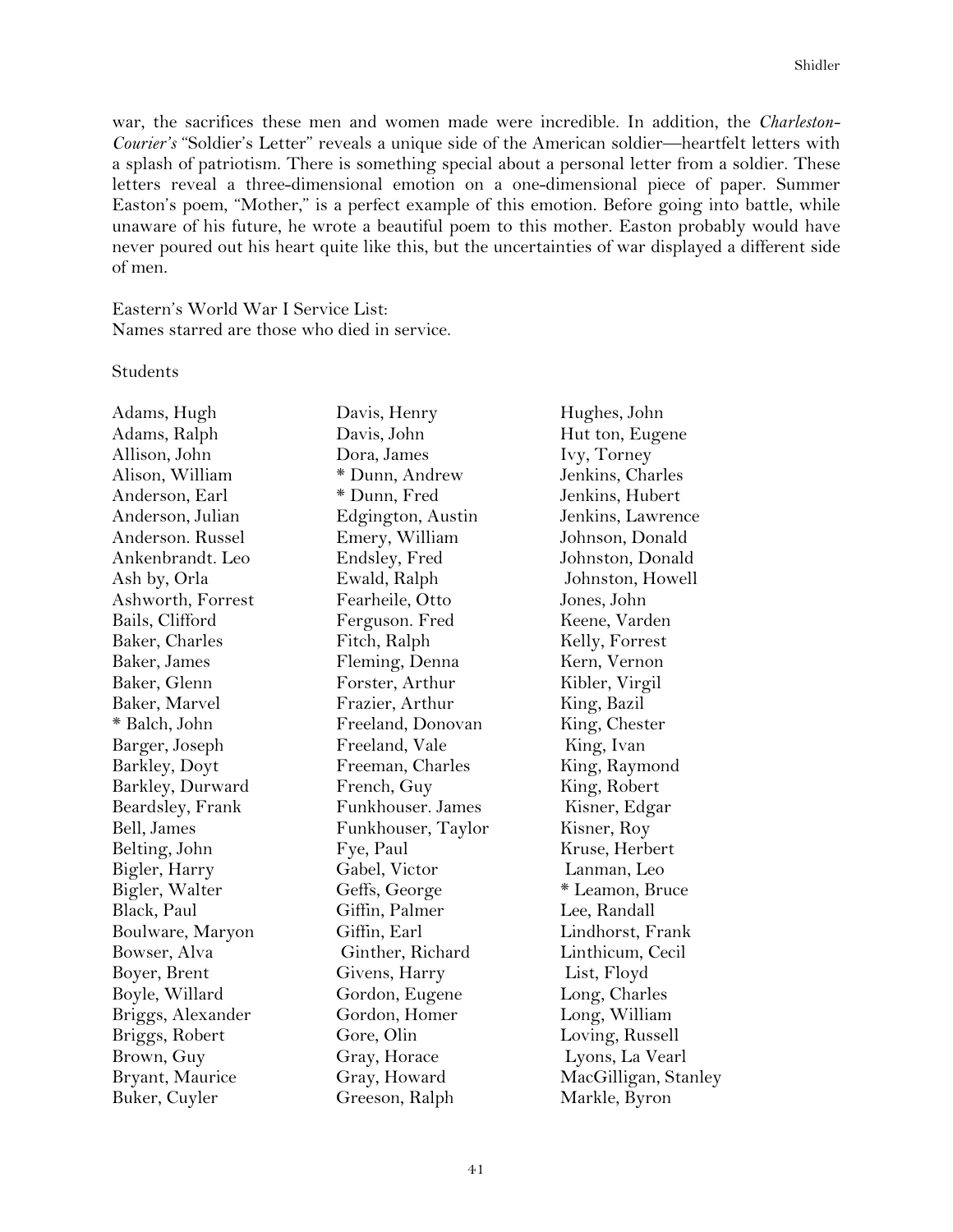war, the sacrifices these men and women made were incredible. In addition, the *Charleston-Courier's* "Soldier's Letter" reveals a unique side of the American soldier—heartfelt letters with a splash of patriotism. There is something special about a personal letter from a soldier. These letters reveal a three-dimensional emotion on a one-dimensional piece of paper. Summer Easton's poem, "Mother," is a perfect example of this emotion. Before going into battle, while unaware of his future, he wrote a beautiful poem to this mother. Easton probably would have never poured out his heart quite like this, but the uncertainties of war displayed a different side of men.

Eastern's World War I Service List:
Names starred are those who died in service.

Students

Adams, Hugh
Adams, Ralph
Allison, John
Alison, William
Anderson, Earl
Anderson, Julian
Anderson. Russel
Ankenbrandt. Leo
Ash by, Orla
Ashworth, Forrest
Bails, Clifford
Baker, Charles
Baker, James
Baker, Glenn
Baker, Marvel
* Balch, John
Barger, Joseph
Barkley, Doyt
Barkley, Durward
Beardsley, Frank
Bell, James
Belting, John
Bigler, Harry
Bigler, Walter
Black, Paul
Boulware, Maryon
Bowser, Alva
Boyer, Brent
Boyle, Willard
Briggs, Alexander
Briggs, Robert
Brown, Guy
Bryant, Maurice
Buker, Cuyler
Davis, Henry
Davis, John
Dora, James
* Dunn, Andrew
* Dunn, Fred
Edgington, Austin
Emery, William
Endsley, Fred
Ewald, Ralph
Fearheile, Otto
Ferguson. Fred
Fitch, Ralph
Fleming, Denna
Forster, Arthur
Frazier, Arthur
Freeland, Donovan
Freeland, Vale
Freeman, Charles
French, Guy
Funkhouser. James
Funkhouser, Taylor
Fye, Paul
Gabel, Victor
Geffs, George
Giffin, Palmer
Giffin, Earl
Ginther, Richard
Givens, Harry
Gordon, Eugene
Gordon, Homer
Gore, Olin
Gray, Horace
Gray, Howard
Greeson, Ralph
Hughes, John
Hut ton, Eugene
Ivy, Torney
Jenkins, Charles
Jenkins, Hubert
Jenkins, Lawrence
Johnson, Donald
Johnston, Donald
Johnston, Howell
Jones, John
Keene, Varden
Kelly, Forrest
Kern, Vernon
Kibler, Virgil
King, Bazil
King, Chester
King, Ivan
King, Raymond
King, Robert
Kisner, Edgar
Kisner, Roy
Kruse, Herbert
Lanman, Leo
* Leamon, Bruce
Lee, Randall
Lindhorst, Frank
Linthicum, Cecil
List, Floyd
Long, Charles
Long, William
Loving, Russell
Lyons, La Vearl
MacGilligan, Stanley
Markle, Byron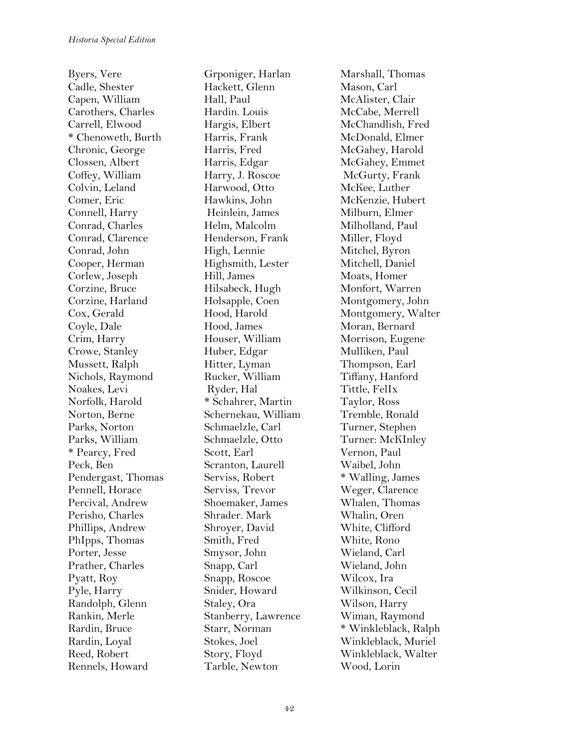Byers, Vere
Cadle, Shester
Capen, William
Carothers, Charles
Carrell, Elwood
* Chenoweth, Burth
Chronic, George
Clossen, Albert
Coffey, William
Colvin, Leland
Comer, Eric
Connell, Harry
Conrad, Charles
Conrad, Clarence
Conrad, John
Cooper, Herman
Corlew, Joseph
Corzine, Bruce
Corzine, Harland
Cox, Gerald
Coyle, Dale
Crim, Harry
Crowe, Stanley
Mussett, Ralph
Nichols, Raymond
Noakes, Levi
Norfolk, Harold
Norton, Berne
Parks, Norton
Parks, William
* Pearcy, Fred
Peck, Ben
Pendergast, Thomas
Pennell, Horace
Percival, Andrew
Perisho, Charles
Phillips, Andrew
PhIpps, Thomas
Porter, Jesse
Prather, Charles
Pyatt, Roy
Pyle, Harry
Randolph, Glenn
Rankin, Merle
Rardin, Bruce
Rardin, Loyal
Reed, Robert
Rennels, Howard

Grponiger, Harlan
Hackett, Glenn
Hall, Paul
Hardin. Louis
Hargis, Elbert
Harris, Frank
Harris, Fred
Harris, Edgar
Harry, J. Roscoe
Harwood, Otto
Hawkins, John
Heinlein, James
Helm, Malcolm
Henderson, Frank
High, Lennie
Highsmith, Lester
Hill, James
Hilsabeck, Hugh
Holsapple, Coen
Hood, Harold
Hood, James
Houser, William
Huber, Edgar
Hitter, Lyman
Rucker, William
Ryder, Hal
* Schahrer, Martin
Schernekau, William
Schmaelzle, Carl
Schmaelzle, Otto
Scott, Earl
Scranton, Laurell
Serviss, Robert
Serviss, Trevor
Shoemaker, James
Shrader. Mark
Shroyer, David
Smith, Fred
Smysor, John
Snapp, Carl
Snapp, Roscoe
Snider, Howard
Staley, Ora
Stanberry, Lawrence
Starr, Norman
Stokes, Joel
Story, Floyd
Tarble, Newton

Marshall, Thomas
Mason, Carl
McAlister, Clair
McCabe, Merrell
McChandlish, Fred
McDonald, Elmer
McGahey, Harold
McGahey, Emmet
McGurty, Frank
McKee, Luther
McKenzie, Hubert
Milburn, Elmer
Milholland, Paul
Miller, Floyd
Mitchel, Byron
Mitchell, Daniel
Moats, Homer
Monfort, Warren
Montgomery, John
Montgomery, Walter
Moran, Bernard
Morrison, Eugene
Mulliken, Paul
Thompson, Earl
Tiffany, Hanford
Tittle, FelIx
Taylor, Ross
Tremble, Ronald
Turner, Stephen
Turner: McKInley
Vernon, Paul
Waibel, John
* Walling, James
Weger, Clarence
Whalen, Thomas
Whalin, Oren
White, Clifford
White, Rono
Wieland, Carl
Wieland, John
Wilcox, Ira
Wilkinson, Cecil
Wilson, Harry
Wiman, Raymond
* Winkleblack, Ralph
Winkleblack, Muriel
Winkleblack, Walter
Wood, Lorin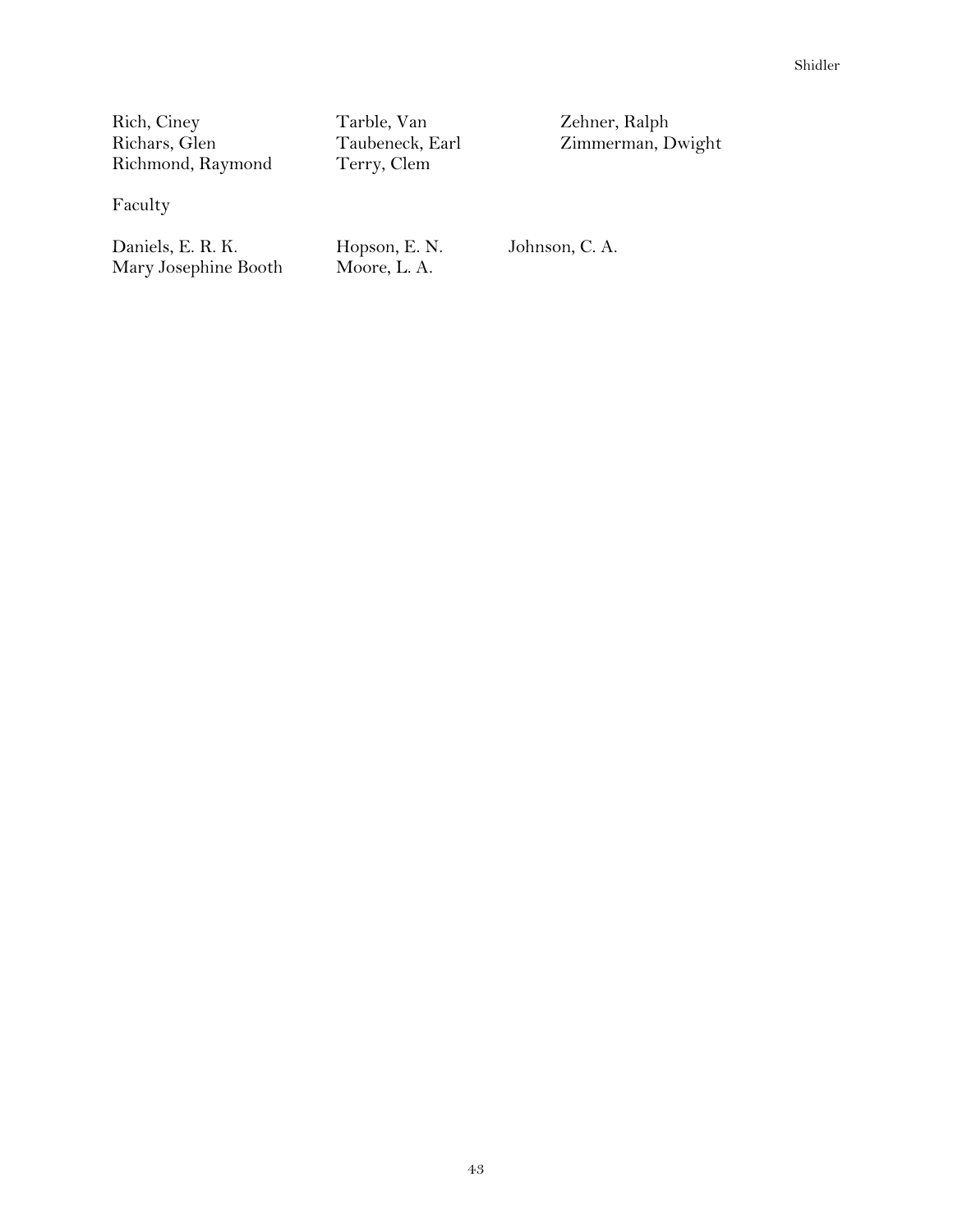Rich, Ciney
Richars, Glen
Richmond, Raymond
Tarble, Van
Taubeneck, Earl
Terry, Clem
Zehner, Ralph
Zimmerman, Dwight

Faculty

Daniels, E. R. K.
Mary Josephine Booth
Hopson, E. N.
Moore, L. A.
Johnson, C. A.